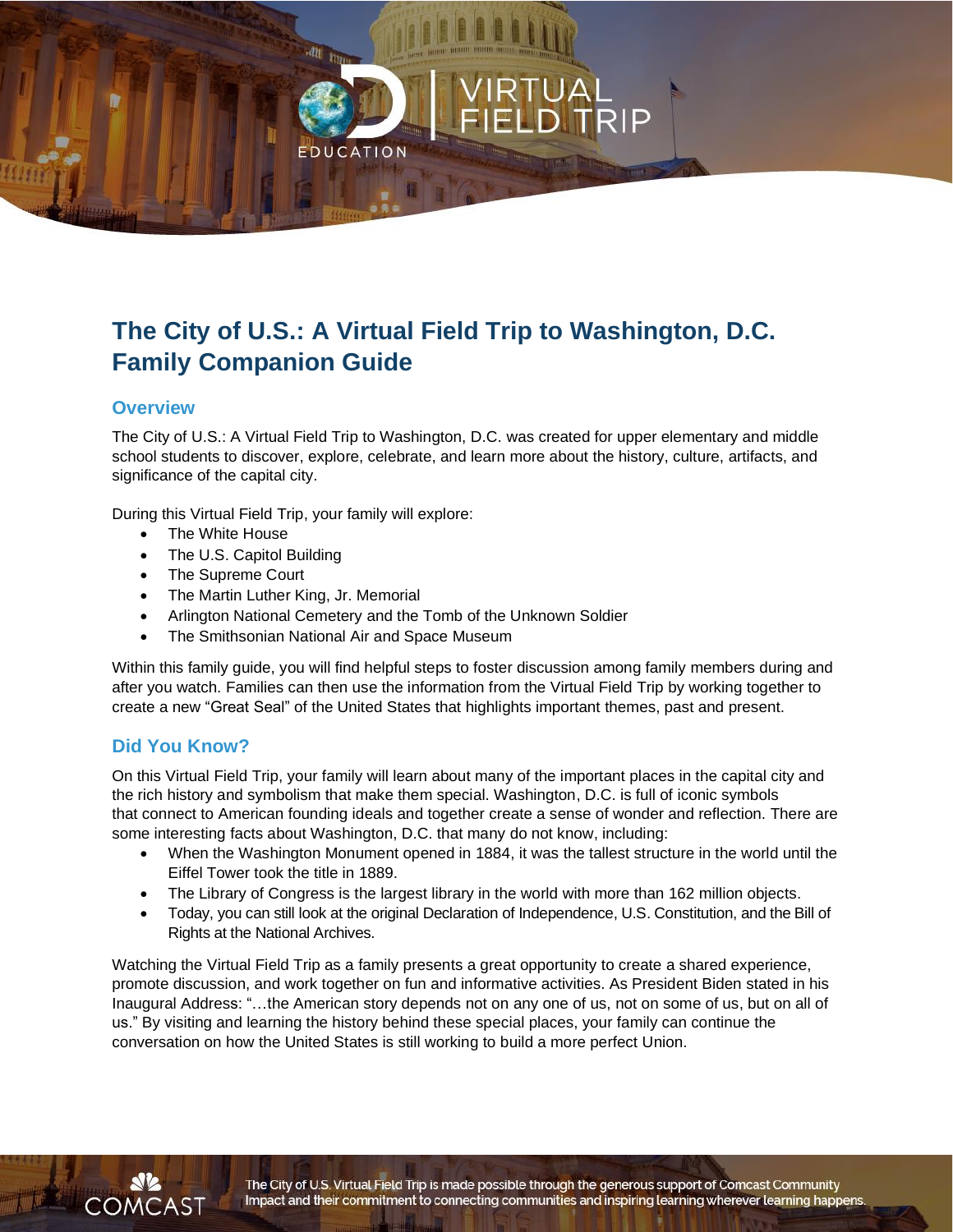# The City of U.S.: A Virtual Field Trip to Washington, D.C. Family Companion Guide

## Overview

The City of U.S.: A Virtual Field Trip to Washington, D.C. was created for upper elementary and middle school students to discover, explore, celebrate, and learn more about the history, culture, artifacts, and significance of the capital city.

During this Virtual Field Trip, your family will explore:

- The White House
- The U.S. Capitol Building
- The Supreme Court
- The Martin Luther King, Jr. Memorial
- Arlington National Cemetery and the Tomb of the Unknown Soldier
- The Smithsonian National Air and Space Museum

Within this family guide, you will find helpful steps to foster discussion among family members during and after you watch. Families can then use the information from the Virtual Field Trip by working together to create a new "Great Seal" of the United States that highlights important themes, past and present.

## Did You Know?

On this Virtual Field Trip, your family will learn about many of the important places in the capital city and the rich history and symbolism that make them special. Washington, D.C. is full of iconic symbols that connect to American founding ideals and together create a sense of wonder and reflection. There are some interesting facts about Washington, D.C. that many do not know, including:

- When the Washington Monument opened in 1884, it was the tallest structure in the world until the Eiffel Tower took the title in 1889.
- The Library of Congress is the largest library in the world with more than 162 million objects.
- Today, you can still look at the original Declaration of Independence, U.S. Constitution, and the Bill of Rights at the National Archives.

Watching the Virtual Field Trip as a family presents a great opportunity to create a shared experience, promote discussion, and work together on fun and informative activities. As President Biden stated in his Inaugural Address: "…the American story depends not on any one of us, not on some of us, but on all of us." By visiting and learning the history behind these special places, your family can continue the conversation on how the United States is still working to build a more perfect Union.

The City of U.S. Virtual Field Trip is made possible through the generous support of Comcast Community Impact and their commitment to connecting communities and inspiring learning wherever learning happens.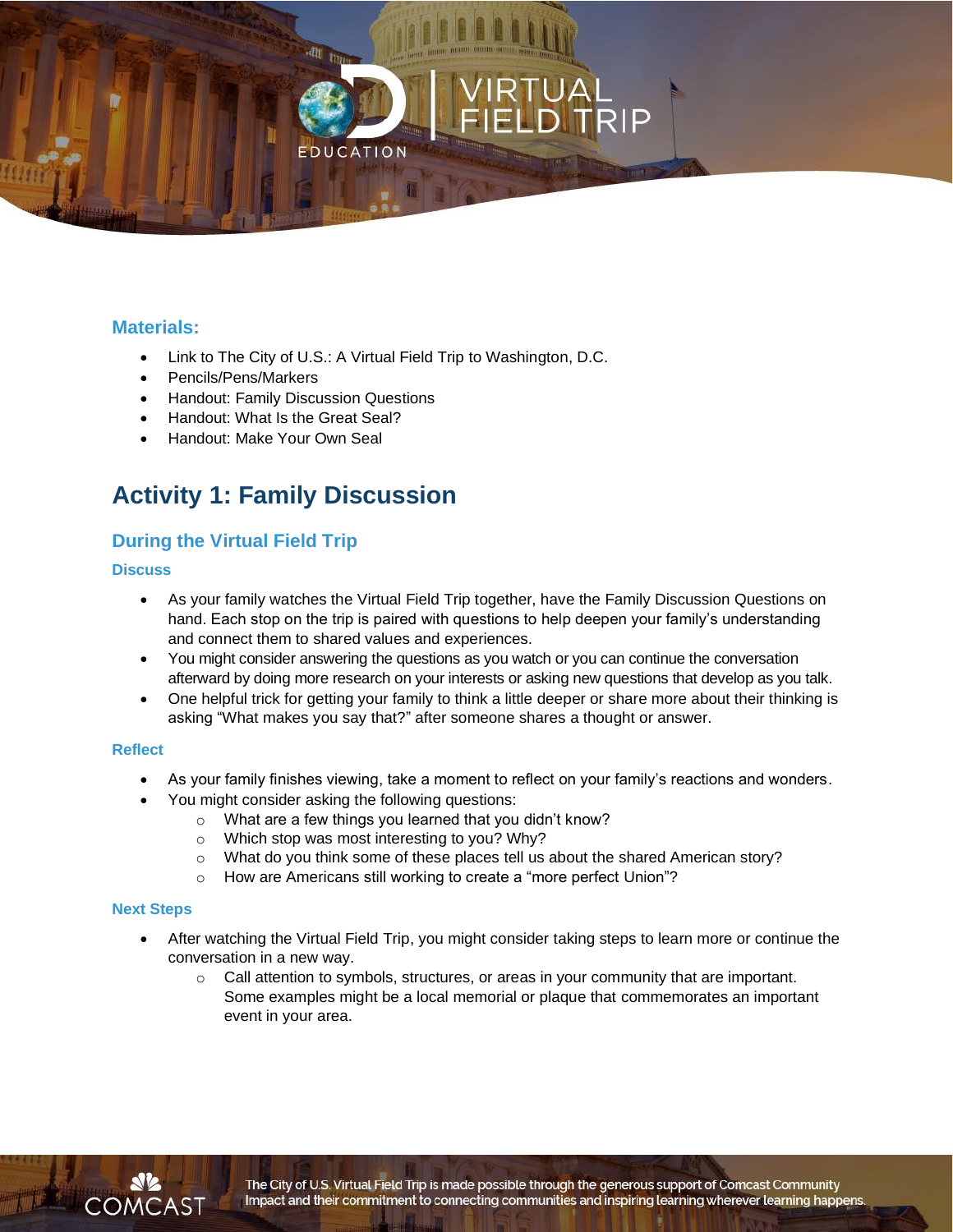### Materials:

- Link to The City of U.S.: A Virtual Field Trip to Washington, D.C.
- Pencils/Pens/Markers
- Handout: Family Discussion Questions
- Handout: What Is the Great Seal?
- Handout: Make Your Own Seal

## Activity 1: Family Discussion

### During the Virtual Field Trip

#### Discuss

- As your family watches the Virtual Field Trip together, have the Family Discussion Questions on hand. Each stop on the trip is paired with questions to help deepen your family's understanding and connect them to shared values and experiences.
- You might consider answering the questions as you watch or you can continue the conversation afterward by doing more research on your interests or asking new questions that develop as you talk.
- One helpful trick for getting your family to think a little deeper or share more about their thinking is asking "What makes you say that?" after someone shares a thought or answer.

#### Reflect

- As your family finishes viewing, take a moment to reflect on your family's reactions and wonders.
- You might consider asking the following questions:
  - What are a few things you learned that you didn't know?
  - Which stop was most interesting to you? Why?
  - What do you think some of these places tell us about the shared American story?
  - How are Americans still working to create a "more perfect Union"?

#### Next Steps

- After watching the Virtual Field Trip, you might consider taking steps to learn more or continue the conversation in a new way.
  - Call attention to symbols, structures, or areas in your community that are important. Some examples might be a local memorial or plaque that commemorates an important event in your area.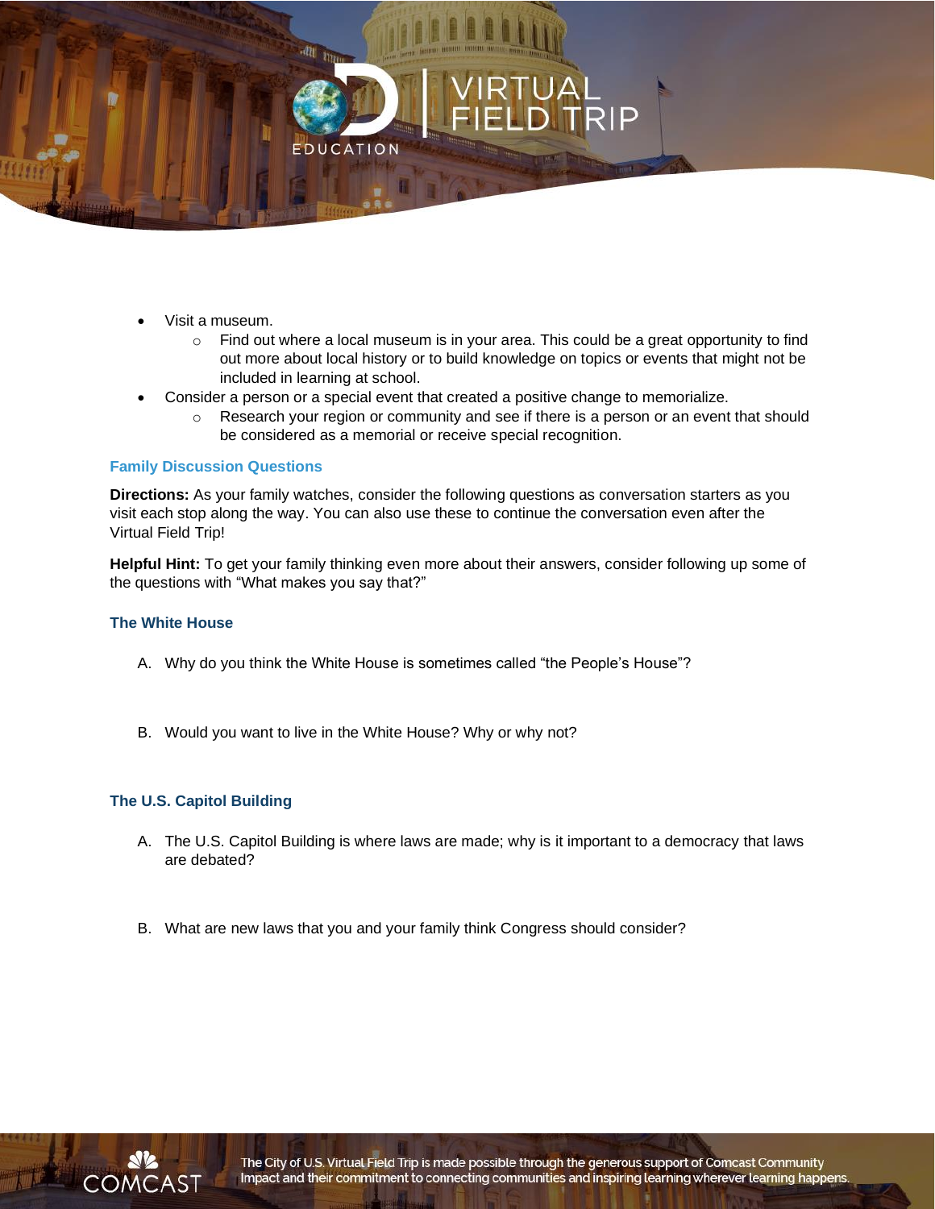- Visit a museum.
    - Find out where a local museum is in your area. This could be a great opportunity to find out more about local history or to build knowledge on topics or events that might not be included in learning at school.
- Consider a person or a special event that created a positive change to memorialize.
    - Research your region or community and see if there is a person or an event that should be considered as a memorial or receive special recognition.

### Family Discussion Questions

**Directions:** As your family watches, consider the following questions as conversation starters as you visit each stop along the way. You can also use these to continue the conversation even after the Virtual Field Trip!

**Helpful Hint:** To get your family thinking even more about their answers, consider following up some of the questions with "What makes you say that?"

#### The White House

A. Why do you think the White House is sometimes called "the People's House"?

B. Would you want to live in the White House? Why or why not?

#### The U.S. Capitol Building

A. The U.S. Capitol Building is where laws are made; why is it important to a democracy that laws are debated?

B. What are new laws that you and your family think Congress should consider?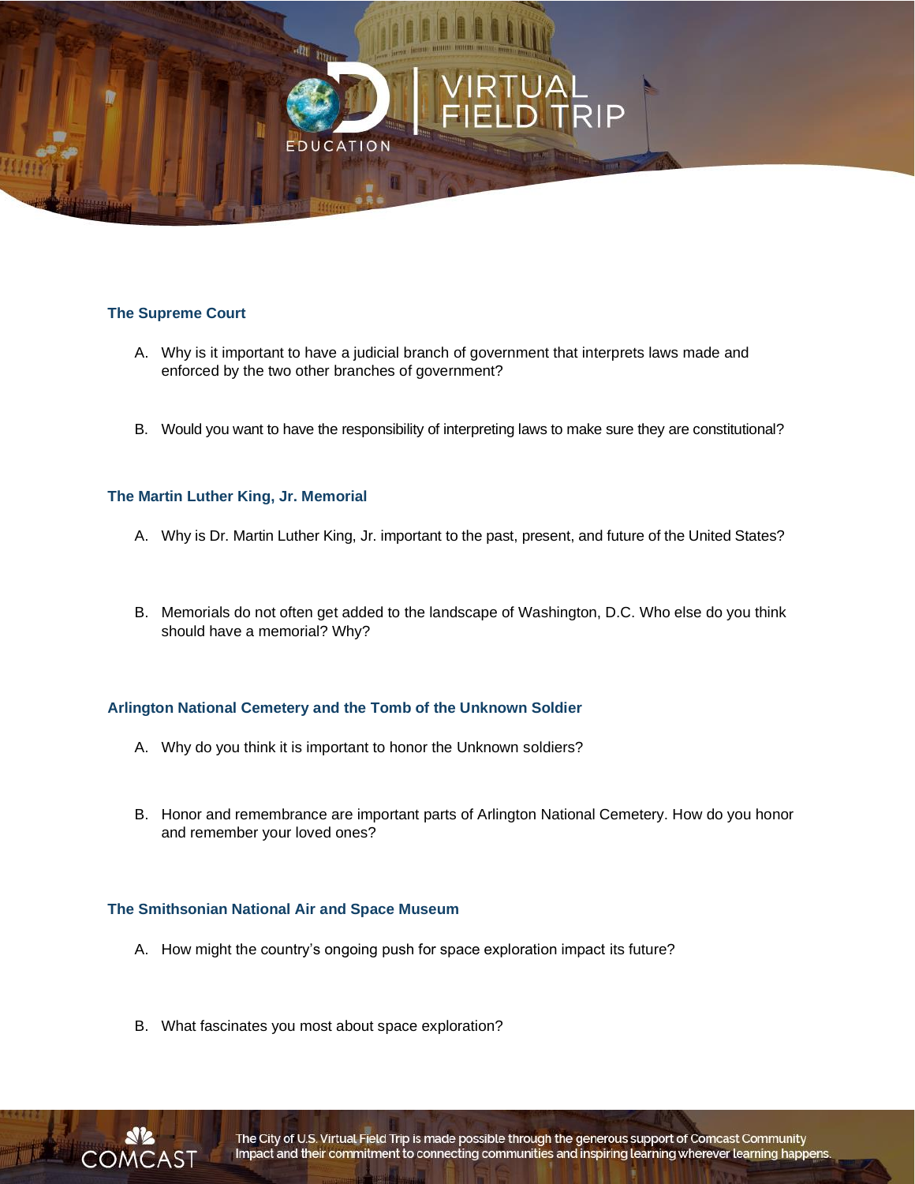## The Supreme Court

A. Why is it important to have a judicial branch of government that interprets laws made and enforced by the two other branches of government?

B. Would you want to have the responsibility of interpreting laws to make sure they are constitutional?

## The Martin Luther King, Jr. Memorial

A. Why is Dr. Martin Luther King, Jr. important to the past, present, and future of the United States?

B. Memorials do not often get added to the landscape of Washington, D.C. Who else do you think should have a memorial? Why?

## Arlington National Cemetery and the Tomb of the Unknown Soldier

A. Why do you think it is important to honor the Unknown soldiers?

B. Honor and remembrance are important parts of Arlington National Cemetery. How do you honor and remember your loved ones?

## The Smithsonian National Air and Space Museum

A. How might the country's ongoing push for space exploration impact its future?

B. What fascinates you most about space exploration?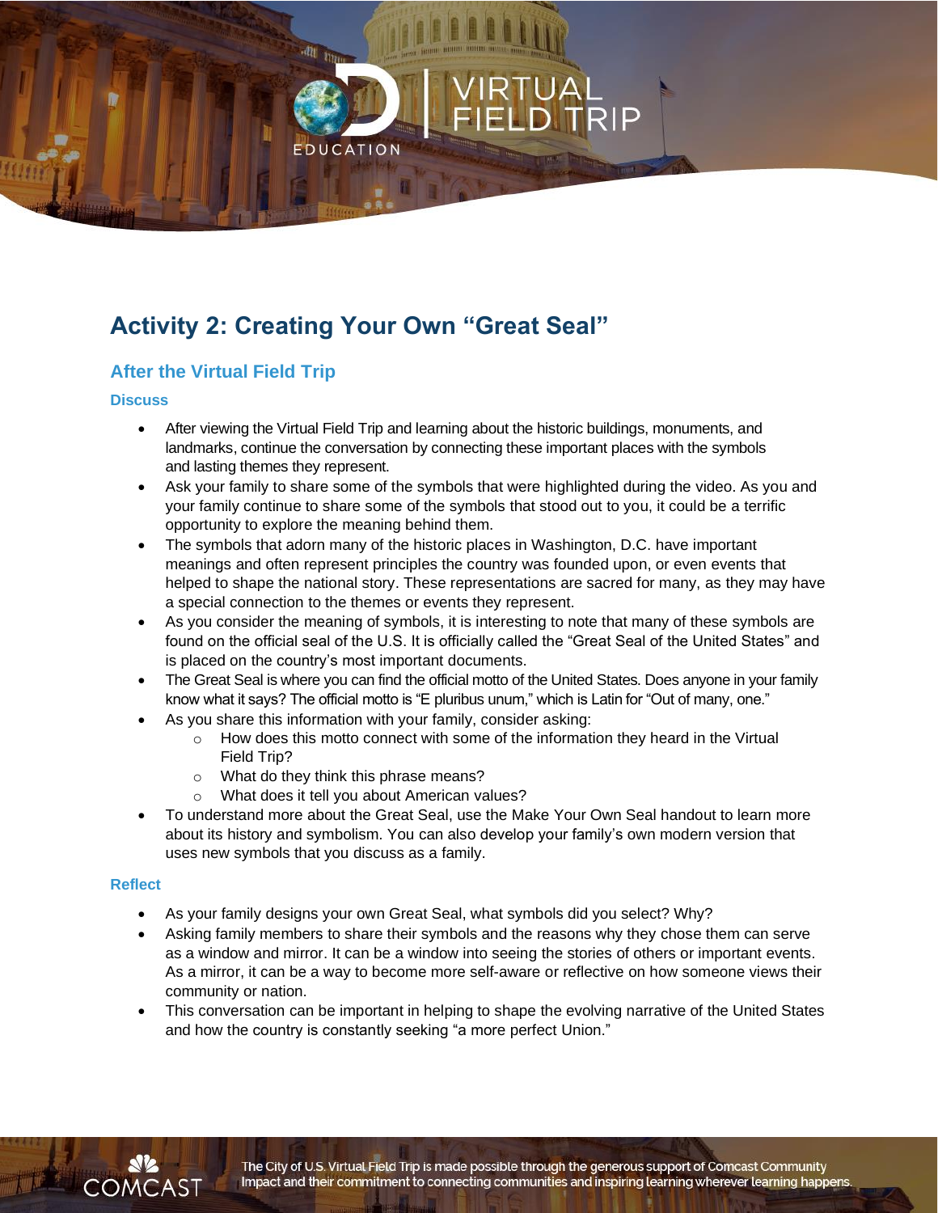# Activity 2: Creating Your Own "Great Seal"

## After the Virtual Field Trip

### Discuss

- After viewing the Virtual Field Trip and learning about the historic buildings, monuments, and landmarks, continue the conversation by connecting these important places with the symbols and lasting themes they represent.
- Ask your family to share some of the symbols that were highlighted during the video. As you and your family continue to share some of the symbols that stood out to you, it could be a terrific opportunity to explore the meaning behind them.
- The symbols that adorn many of the historic places in Washington, D.C. have important meanings and often represent principles the country was founded upon, or even events that helped to shape the national story. These representations are sacred for many, as they may have a special connection to the themes or events they represent.
- As you consider the meaning of symbols, it is interesting to note that many of these symbols are found on the official seal of the U.S. It is officially called the "Great Seal of the United States" and is placed on the country's most important documents.
- The Great Seal is where you can find the official motto of the United States. Does anyone in your family know what it says? The official motto is "E pluribus unum," which is Latin for "Out of many, one."
- As you share this information with your family, consider asking:
  - How does this motto connect with some of the information they heard in the Virtual Field Trip?
  - What do they think this phrase means?
  - What does it tell you about American values?
- To understand more about the Great Seal, use the Make Your Own Seal handout to learn more about its history and symbolism. You can also develop your family's own modern version that uses new symbols that you discuss as a family.

### Reflect

- As your family designs your own Great Seal, what symbols did you select? Why?
- Asking family members to share their symbols and the reasons why they chose them can serve as a window and mirror. It can be a window into seeing the stories of others or important events. As a mirror, it can be a way to become more self-aware or reflective on how someone views their community or nation.
- This conversation can be important in helping to shape the evolving narrative of the United States and how the country is constantly seeking "a more perfect Union."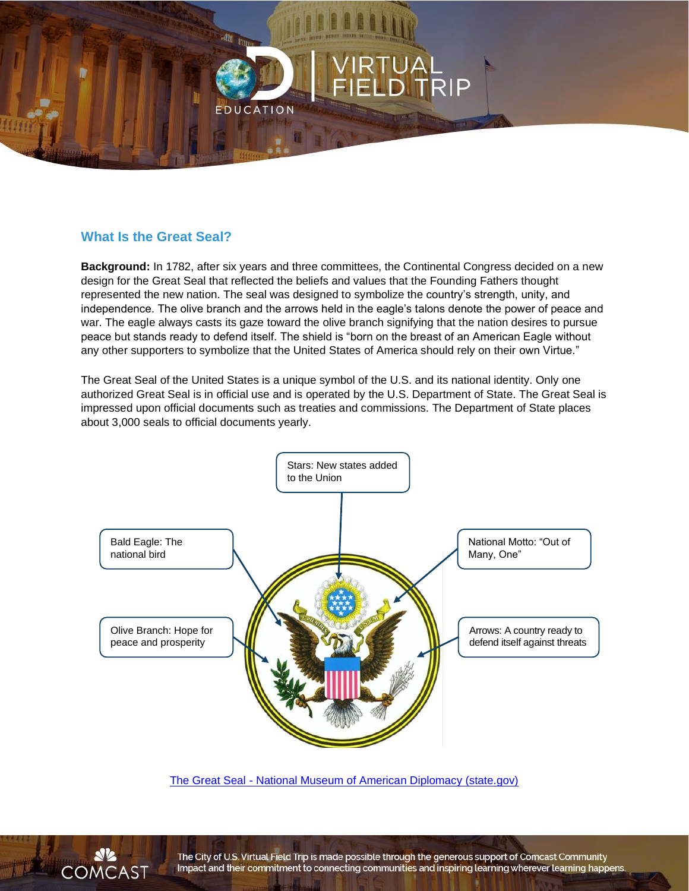## What Is the Great Seal?

**Background:** In 1782, after six years and three committees, the Continental Congress decided on a new design for the Great Seal that reflected the beliefs and values that the Founding Fathers thought represented the new nation. The seal was designed to symbolize the country's strength, unity, and independence. The olive branch and the arrows held in the eagle's talons denote the power of peace and war. The eagle always casts its gaze toward the olive branch signifying that the nation desires to pursue peace but stands ready to defend itself. The shield is "born on the breast of an American Eagle without any other supporters to symbolize that the United States of America should rely on their own Virtue."

The Great Seal of the United States is a unique symbol of the U.S. and its national identity. Only one authorized Great Seal is in official use and is operated by the U.S. Department of State. The Great Seal is impressed upon official documents such as treaties and commissions. The Department of State places about 3,000 seals to official documents yearly.

Stars: New states added to the Union

Bald Eagle: The national bird

National Motto: "Out of Many, One"

Olive Branch: Hope for peace and prosperity

Arrows: A country ready to defend itself against threats

[The Great Seal - National Museum of American Diplomacy (state.gov)]

The City of U.S. Virtual Field Trip is made possible through the generous support of Comcast Community Impact and their commitment to connecting communities and inspiring learning wherever learning happens.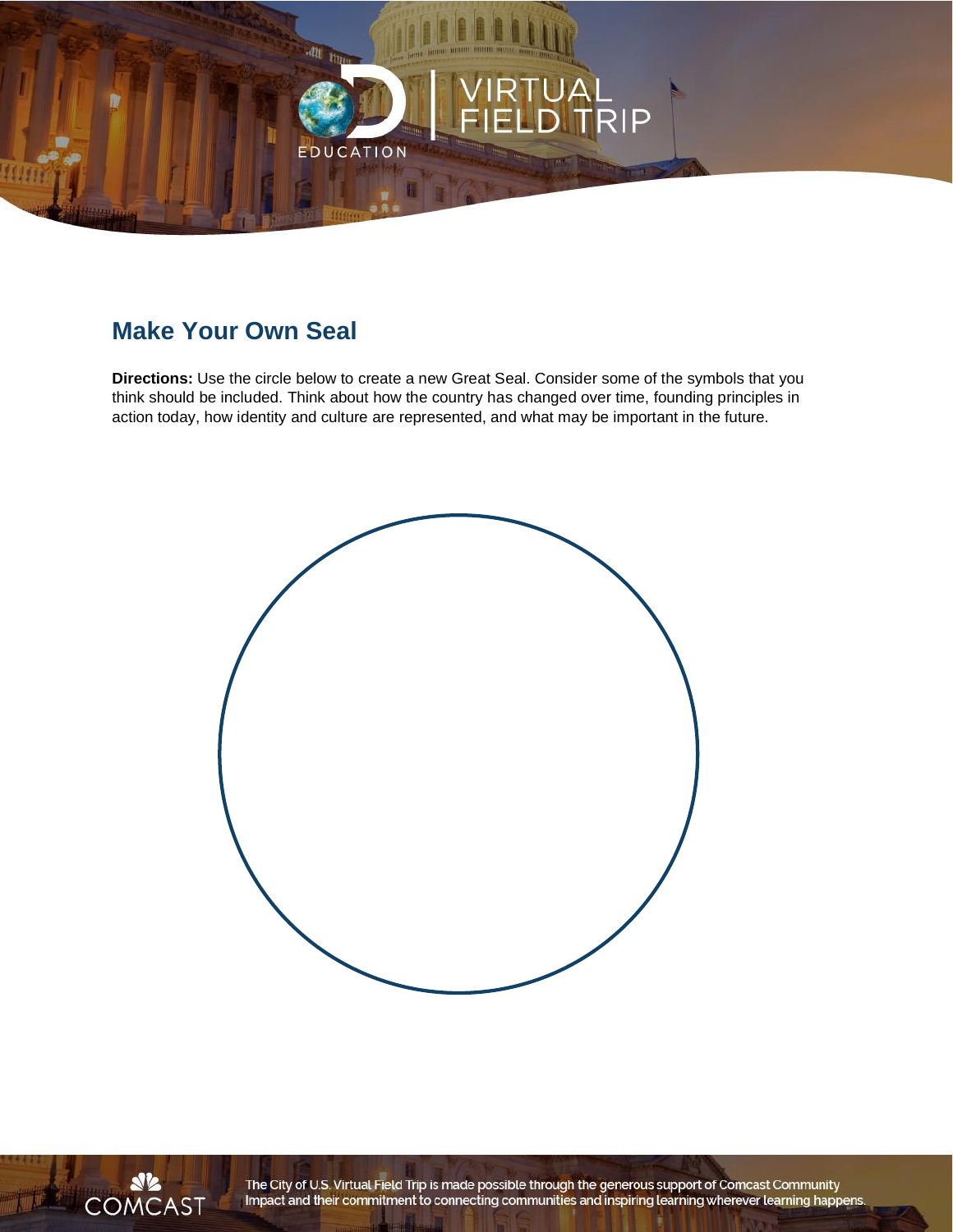## Make Your Own Seal

**Directions:** Use the circle below to create a new Great Seal. Consider some of the symbols that you think should be included. Think about how the country has changed over time, founding principles in action today, how identity and culture are represented, and what may be important in the future.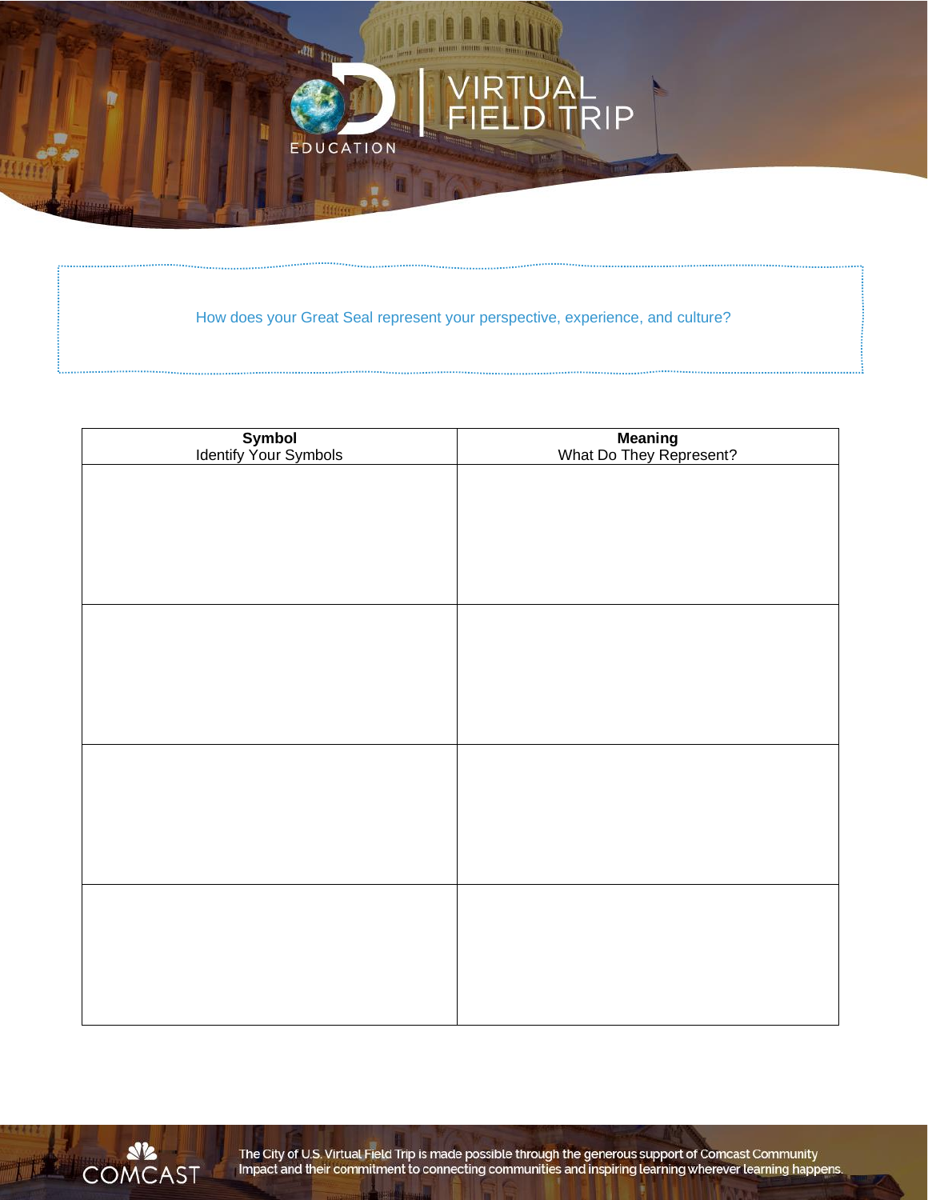VIRTUAL FIELD TRIP

How does your Great Seal represent your perspective, experience, and culture?

| **Symbol**<br>Identify Your Symbols | **Meaning**<br>What Do They Represent? |
| --- | --- |
| | |
| | |
| | |
| | |

The City of U.S. Virtual Field Trip is made possible through the generous support of Comcast Community Impact and their commitment to connecting communities and inspiring learning wherever learning happens.